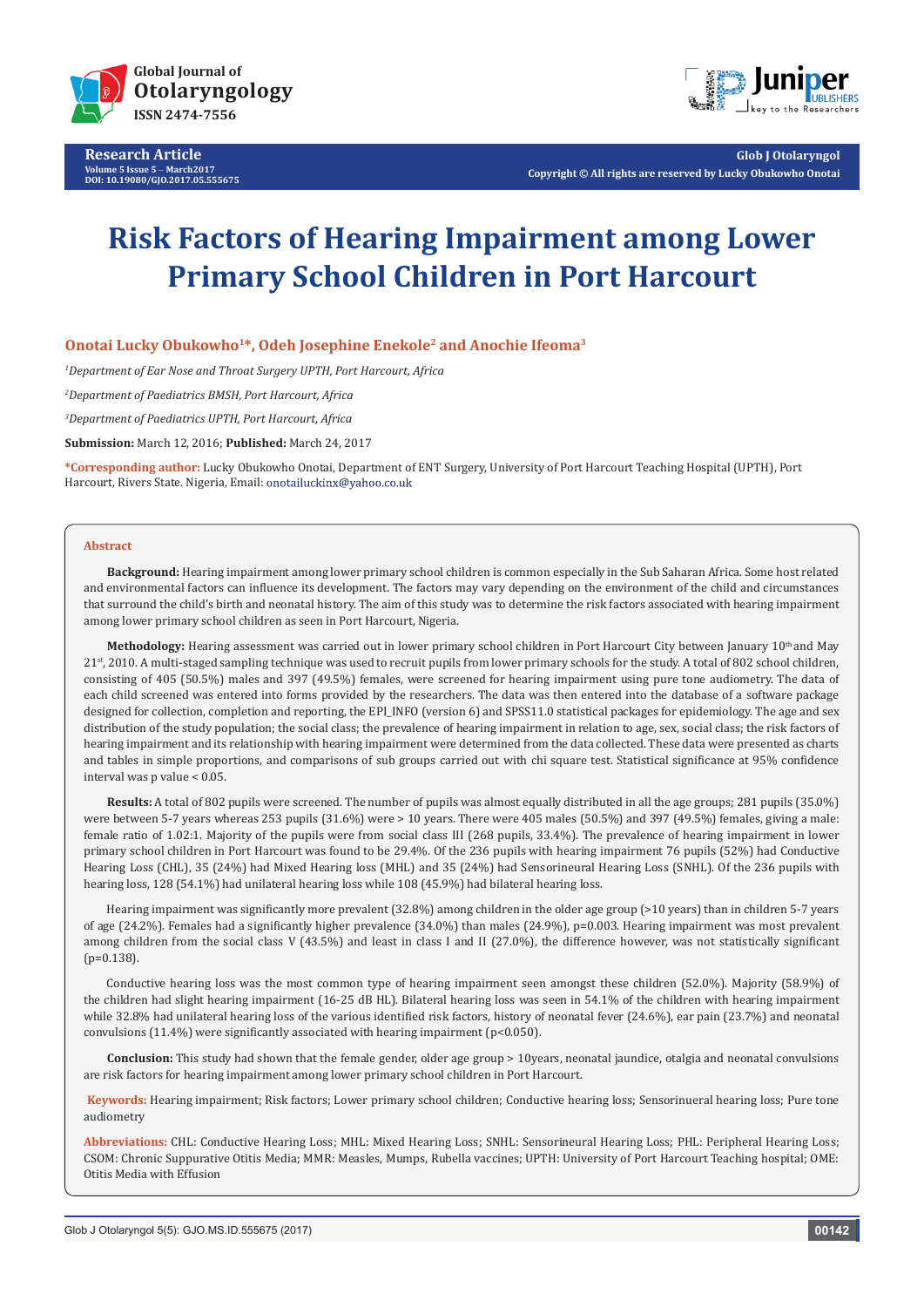Research Article
Volume 5 Issue 5 – March2017
DOI: 10.19080/GJO.2017.05.555675

Glob J Otolaryngol
Copyright © All rights are reserved by Lucky Obukowho Onotai

# Risk Factors of Hearing Impairment among Lower Primary School Children in Port Harcourt

**Onotai Lucky Obukowho[1]*, Odeh Josephine Enekole[2] and Anochie Ifeoma[3]**

*[1]Department of Ear Nose and Throat Surgery UPTH, Port Harcourt, Africa*

*[2]Department of Paediatrics BMSH, Port Harcourt, Africa*

*[3]Department of Paediatrics UPTH, Port Harcourt, Africa*

**Submission:** March 12, 2016; **Published:** March 24, 2017

***Corresponding author:** Lucky Obukowho Onotai, Department of ENT Surgery, University of Port Harcourt Teaching Hospital (UPTH), Port Harcourt, Rivers State. Nigeria, Email: onotailuckinx@yahoo.co.uk

## Abstract

**Background:** Hearing impairment among lower primary school children is common especially in the Sub Saharan Africa. Some host related and environmental factors can influence its development. The factors may vary depending on the environment of the child and circumstances that surround the child's birth and neonatal history. The aim of this study was to determine the risk factors associated with hearing impairment among lower primary school children as seen in Port Harcourt, Nigeria.

**Methodology:** Hearing assessment was carried out in lower primary school children in Port Harcourt City between January 10th and May 21st, 2010. A multi-staged sampling technique was used to recruit pupils from lower primary schools for the study. A total of 802 school children, consisting of 405 (50.5%) males and 397 (49.5%) females, were screened for hearing impairment using pure tone audiometry. The data of each child screened was entered into forms provided by the researchers. The data was then entered into the database of a software package designed for collection, completion and reporting, the EPI_INFO (version 6) and SPSS11.0 statistical packages for epidemiology. The age and sex distribution of the study population; the social class; the prevalence of hearing impairment in relation to age, sex, social class; the risk factors of hearing impairment and its relationship with hearing impairment were determined from the data collected. These data were presented as charts and tables in simple proportions, and comparisons of sub groups carried out with chi square test. Statistical significance at 95% confidence interval was p value < 0.05.

**Results:** A total of 802 pupils were screened. The number of pupils was almost equally distributed in all the age groups; 281 pupils (35.0%) were between 5-7 years whereas 253 pupils (31.6%) were > 10 years. There were 405 males (50.5%) and 397 (49.5%) females, giving a male: female ratio of 1.02:1. Majority of the pupils were from social class III (268 pupils, 33.4%). The prevalence of hearing impairment in lower primary school children in Port Harcourt was found to be 29.4%. Of the 236 pupils with hearing impairment 76 pupils (52%) had Conductive Hearing Loss (CHL), 35 (24%) had Mixed Hearing loss (MHL) and 35 (24%) had Sensorineural Hearing Loss (SNHL). Of the 236 pupils with hearing loss, 128 (54.1%) had unilateral hearing loss while 108 (45.9%) had bilateral hearing loss.

Hearing impairment was significantly more prevalent (32.8%) among children in the older age group (>10 years) than in children 5-7 years of age (24.2%). Females had a significantly higher prevalence (34.0%) than males (24.9%), p=0.003. Hearing impairment was most prevalent among children from the social class V (43.5%) and least in class I and II (27.0%), the difference however, was not statistically significant (p=0.138).

Conductive hearing loss was the most common type of hearing impairment seen amongst these children (52.0%). Majority (58.9%) of the children had slight hearing impairment (16-25 dB HL). Bilateral hearing loss was seen in 54.1% of the children with hearing impairment while 32.8% had unilateral hearing loss of the various identified risk factors, history of neonatal fever (24.6%), ear pain (23.7%) and neonatal convulsions (11.4%) were significantly associated with hearing impairment (p<0.050).

**Conclusion:** This study had shown that the female gender, older age group > 10years, neonatal jaundice, otalgia and neonatal convulsions are risk factors for hearing impairment among lower primary school children in Port Harcourt.

**Keywords:** Hearing impairment; Risk factors; Lower primary school children; Conductive hearing loss; Sensorinueral hearing loss; Pure tone audiometry

**Abbreviations:** CHL: Conductive Hearing Loss; MHL: Mixed Hearing Loss; SNHL: Sensorineural Hearing Loss; PHL: Peripheral Hearing Loss; CSOM: Chronic Suppurative Otitis Media; MMR: Measles, Mumps, Rubella vaccines; UPTH: University of Port Harcourt Teaching hospital; OME: Otitis Media with Effusion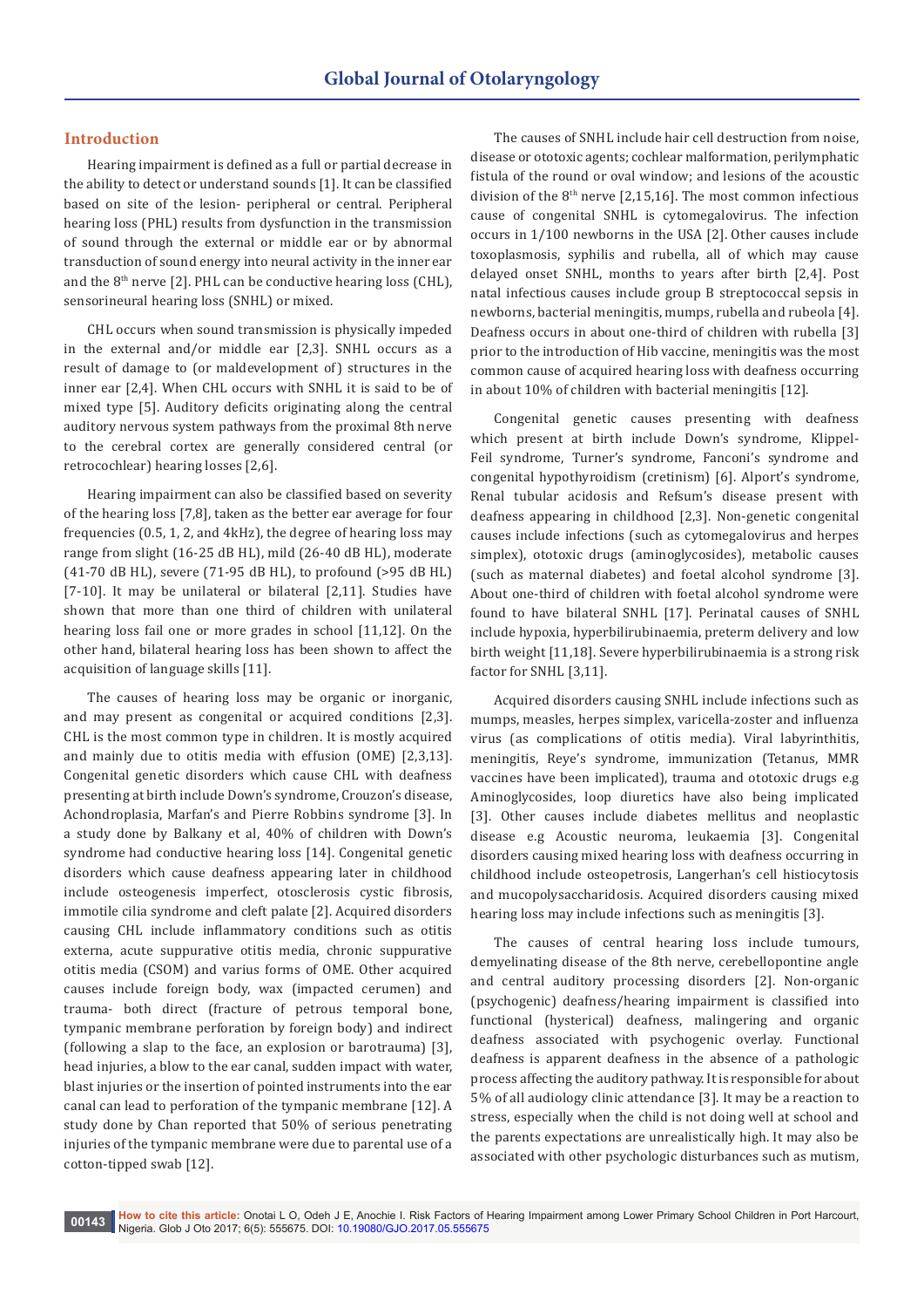## Introduction

Hearing impairment is defined as a full or partial decrease in the ability to detect or understand sounds [1]. It can be classified based on site of the lesion- peripheral or central. Peripheral hearing loss (PHL) results from dysfunction in the transmission of sound through the external or middle ear or by abnormal transduction of sound energy into neural activity in the inner ear and the 8th nerve [2]. PHL can be conductive hearing loss (CHL), sensorineural hearing loss (SNHL) or mixed.

CHL occurs when sound transmission is physically impeded in the external and/or middle ear [2,3]. SNHL occurs as a result of damage to (or maldevelopment of) structures in the inner ear [2,4]. When CHL occurs with SNHL it is said to be of mixed type [5]. Auditory deficits originating along the central auditory nervous system pathways from the proximal 8th nerve to the cerebral cortex are generally considered central (or retrocochlear) hearing losses [2,6].

Hearing impairment can also be classified based on severity of the hearing loss [7,8], taken as the better ear average for four frequencies (0.5, 1, 2, and 4kHz), the degree of hearing loss may range from slight (16-25 dB HL), mild (26-40 dB HL), moderate (41-70 dB HL), severe (71-95 dB HL), to profound (>95 dB HL) [7-10]. It may be unilateral or bilateral [2,11]. Studies have shown that more than one third of children with unilateral hearing loss fail one or more grades in school [11,12]. On the other hand, bilateral hearing loss has been shown to affect the acquisition of language skills [11].

The causes of hearing loss may be organic or inorganic, and may present as congenital or acquired conditions [2,3]. CHL is the most common type in children. It is mostly acquired and mainly due to otitis media with effusion (OME) [2,3,13]. Congenital genetic disorders which cause CHL with deafness presenting at birth include Down's syndrome, Crouzon's disease, Achondroplasia, Marfan's and Pierre Robbins syndrome [3]. In a study done by Balkany et al, 40% of children with Down's syndrome had conductive hearing loss [14]. Congenital genetic disorders which cause deafness appearing later in childhood include osteogenesis imperfect, otosclerosis cystic fibrosis, immotile cilia syndrome and cleft palate [2]. Acquired disorders causing CHL include inflammatory conditions such as otitis externa, acute suppurative otitis media, chronic suppurative otitis media (CSOM) and varius forms of OME. Other acquired causes include foreign body, wax (impacted cerumen) and trauma- both direct (fracture of petrous temporal bone, tympanic membrane perforation by foreign body) and indirect (following a slap to the face, an explosion or barotrauma) [3], head injuries, a blow to the ear canal, sudden impact with water, blast injuries or the insertion of pointed instruments into the ear canal can lead to perforation of the tympanic membrane [12]. A study done by Chan reported that 50% of serious penetrating injuries of the tympanic membrane were due to parental use of a cotton-tipped swab [12].

The causes of SNHL include hair cell destruction from noise, disease or ototoxic agents; cochlear malformation, perilymphatic fistula of the round or oval window; and lesions of the acoustic division of the 8th nerve [2,15,16]. The most common infectious cause of congenital SNHL is cytomegalovirus. The infection occurs in 1/100 newborns in the USA [2]. Other causes include toxoplasmosis, syphilis and rubella, all of which may cause delayed onset SNHL, months to years after birth [2,4]. Post natal infectious causes include group B streptococcal sepsis in newborns, bacterial meningitis, mumps, rubella and rubeola [4]. Deafness occurs in about one-third of children with rubella [3] prior to the introduction of Hib vaccine, meningitis was the most common cause of acquired hearing loss with deafness occurring in about 10% of children with bacterial meningitis [12].

Congenital genetic causes presenting with deafness which present at birth include Down's syndrome, Klippel-Feil syndrome, Turner's syndrome, Fanconi's syndrome and congenital hypothyroidism (cretinism) [6]. Alport's syndrome, Renal tubular acidosis and Refsum's disease present with deafness appearing in childhood [2,3]. Non-genetic congenital causes include infections (such as cytomegalovirus and herpes simplex), ototoxic drugs (aminoglycosides), metabolic causes (such as maternal diabetes) and foetal alcohol syndrome [3]. About one-third of children with foetal alcohol syndrome were found to have bilateral SNHL [17]. Perinatal causes of SNHL include hypoxia, hyperbilirubinaemia, preterm delivery and low birth weight [11,18]. Severe hyperbilirubinaemia is a strong risk factor for SNHL [3,11].

Acquired disorders causing SNHL include infections such as mumps, measles, herpes simplex, varicella-zoster and influenza virus (as complications of otitis media). Viral labyrinthitis, meningitis, Reye's syndrome, immunization (Tetanus, MMR vaccines have been implicated), trauma and ototoxic drugs e.g Aminoglycosides, loop diuretics have also being implicated [3]. Other causes include diabetes mellitus and neoplastic disease e.g Acoustic neuroma, leukaemia [3]. Congenital disorders causing mixed hearing loss with deafness occurring in childhood include osteopetrosis, Langerhan's cell histiocytosis and mucopolysaccharidosis. Acquired disorders causing mixed hearing loss may include infections such as meningitis [3].

The causes of central hearing loss include tumours, demyelinating disease of the 8th nerve, cerebellopontine angle and central auditory processing disorders [2]. Non-organic (psychogenic) deafness/hearing impairment is classified into functional (hysterical) deafness, malingering and organic deafness associated with psychogenic overlay. Functional deafness is apparent deafness in the absence of a pathologic process affecting the auditory pathway. It is responsible for about 5% of all audiology clinic attendance [3]. It may be a reaction to stress, especially when the child is not doing well at school and the parents expectations are unrealistically high. It may also be associated with other psychologic disturbances such as mutism,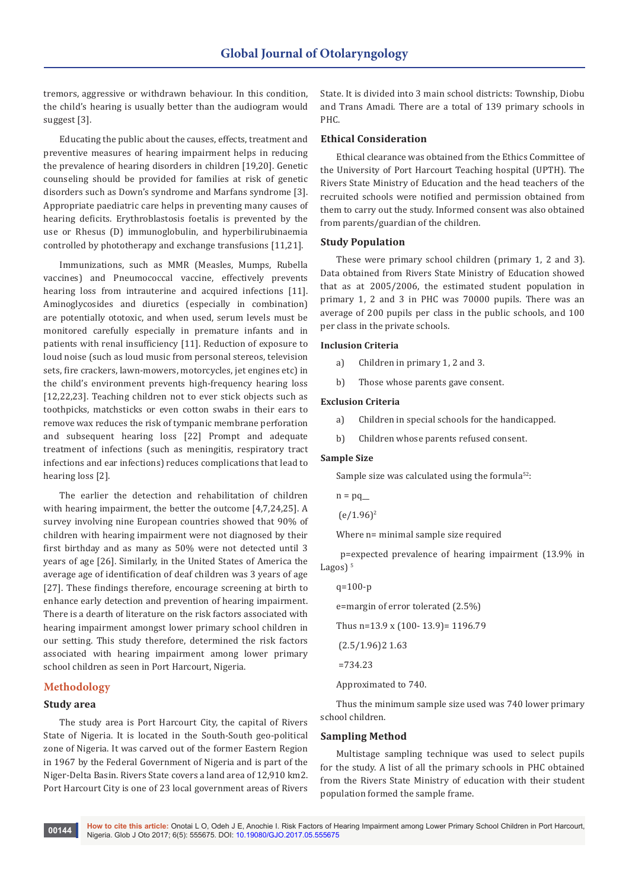tremors, aggressive or withdrawn behaviour. In this condition, the child's hearing is usually better than the audiogram would suggest [3].

Educating the public about the causes, effects, treatment and preventive measures of hearing impairment helps in reducing the prevalence of hearing disorders in children [19,20]. Genetic counseling should be provided for families at risk of genetic disorders such as Down's syndrome and Marfans syndrome [3]. Appropriate paediatric care helps in preventing many causes of hearing deficits. Erythroblastosis foetalis is prevented by the use or Rhesus (D) immunoglobulin, and hyperbilirubinaemia controlled by phototherapy and exchange transfusions [11,21].

Immunizations, such as MMR (Measles, Mumps, Rubella vaccines) and Pneumococcal vaccine, effectively prevents hearing loss from intrauterine and acquired infections [11]. Aminoglycosides and diuretics (especially in combination) are potentially ototoxic, and when used, serum levels must be monitored carefully especially in premature infants and in patients with renal insufficiency [11]. Reduction of exposure to loud noise (such as loud music from personal stereos, television sets, fire crackers, lawn-mowers, motorcycles, jet engines etc) in the child's environment prevents high-frequency hearing loss [12,22,23]. Teaching children not to ever stick objects such as toothpicks, matchsticks or even cotton swabs in their ears to remove wax reduces the risk of tympanic membrane perforation and subsequent hearing loss [22] Prompt and adequate treatment of infections (such as meningitis, respiratory tract infections and ear infections) reduces complications that lead to hearing loss [2].

The earlier the detection and rehabilitation of children with hearing impairment, the better the outcome [4,7,24,25]. A survey involving nine European countries showed that 90% of children with hearing impairment were not diagnosed by their first birthday and as many as 50% were not detected until 3 years of age [26]. Similarly, in the United States of America the average age of identification of deaf children was 3 years of age [27]. These findings therefore, encourage screening at birth to enhance early detection and prevention of hearing impairment. There is a dearth of literature on the risk factors associated with hearing impairment amongst lower primary school children in our setting. This study therefore, determined the risk factors associated with hearing impairment among lower primary school children as seen in Port Harcourt, Nigeria.

## Methodology

### Study area

The study area is Port Harcourt City, the capital of Rivers State of Nigeria. It is located in the South-South geo-political zone of Nigeria. It was carved out of the former Eastern Region in 1967 by the Federal Government of Nigeria and is part of the Niger-Delta Basin. Rivers State covers a land area of 12,910 km2. Port Harcourt City is one of 23 local government areas of Rivers State. It is divided into 3 main school districts: Township, Diobu and Trans Amadi. There are a total of 139 primary schools in PHC.

### Ethical Consideration

Ethical clearance was obtained from the Ethics Committee of the University of Port Harcourt Teaching hospital (UPTH). The Rivers State Ministry of Education and the head teachers of the recruited schools were notified and permission obtained from them to carry out the study. Informed consent was also obtained from parents/guardian of the children.

### Study Population

These were primary school children (primary 1, 2 and 3). Data obtained from Rivers State Ministry of Education showed that as at 2005/2006, the estimated student population in primary 1, 2 and 3 in PHC was 70000 pupils. There was an average of 200 pupils per class in the public schools, and 100 per class in the private schools.

#### Inclusion Criteria

a) Children in primary 1, 2 and 3.

b) Those whose parents gave consent.

#### Exclusion Criteria

a) Children in special schools for the handicapped.

b) Children whose parents refused consent.

#### Sample Size

Sample size was calculated using the formula[52]:

$$n = \frac{pq}{(e/1.96)^2}$$

Where n= minimal sample size required

p=expected prevalence of hearing impairment (13.9% in Lagos) [5]

q=100-p

e=margin of error tolerated (2.5%)

$$\text{Thus } n = \frac{13.9 \times (100-13.9) = 1196.79}{(2.5/1.96)^2 \; 1.63}$$

$$= 734.23$$

Approximated to 740.

Thus the minimum sample size used was 740 lower primary school children.

### Sampling Method

Multistage sampling technique was used to select pupils for the study. A list of all the primary schools in PHC obtained from the Rivers State Ministry of education with their student population formed the sample frame.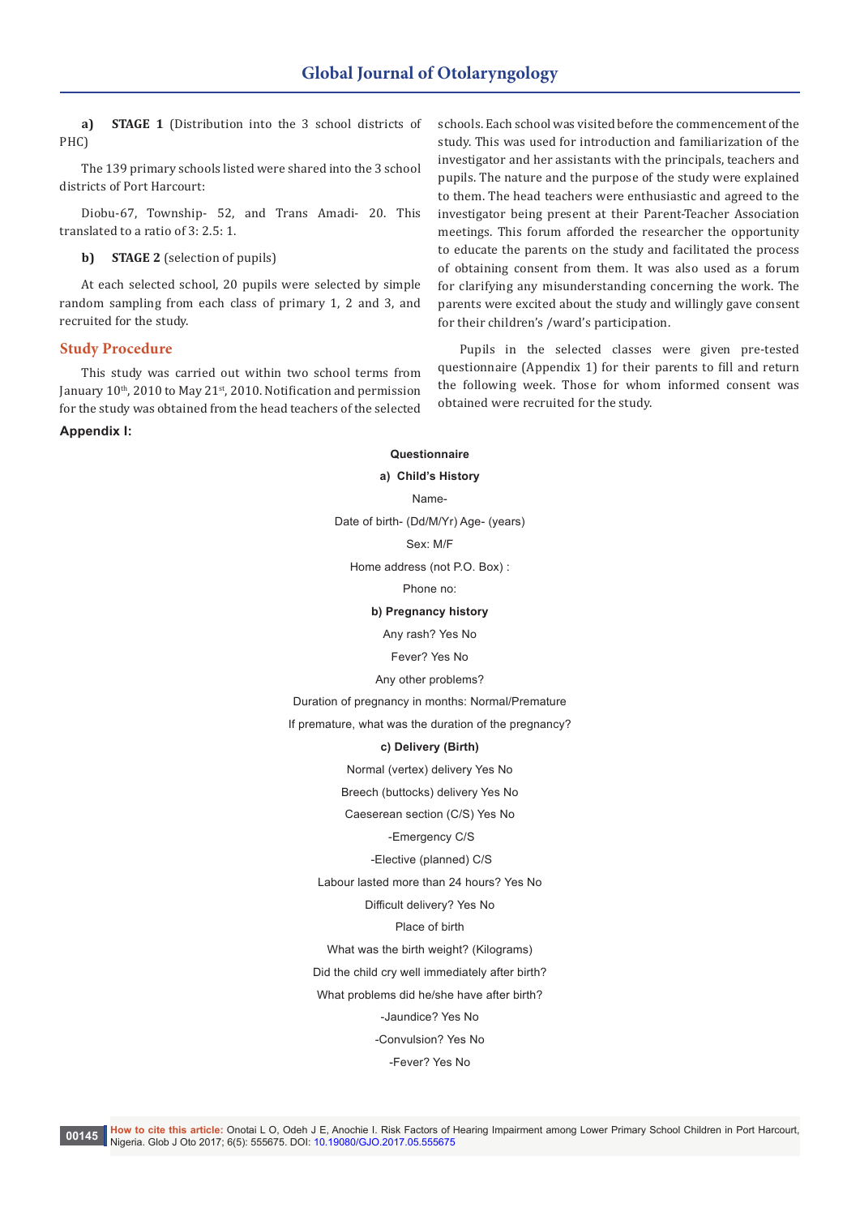a) **STAGE 1** (Distribution into the 3 school districts of PHC)

The 139 primary schools listed were shared into the 3 school districts of Port Harcourt:

Diobu-67, Township- 52, and Trans Amadi- 20. This translated to a ratio of 3: 2.5: 1.

b) **STAGE 2** (selection of pupils)

At each selected school, 20 pupils were selected by simple random sampling from each class of primary 1, 2 and 3, and recruited for the study.

## Study Procedure

This study was carried out within two school terms from January 10th, 2010 to May 21st, 2010. Notification and permission for the study was obtained from the head teachers of the selected schools. Each school was visited before the commencement of the study. This was used for introduction and familiarization of the investigator and her assistants with the principals, teachers and pupils. The nature and the purpose of the study were explained to them. The head teachers were enthusiastic and agreed to the investigator being present at their Parent-Teacher Association meetings. This forum afforded the researcher the opportunity to educate the parents on the study and facilitated the process of obtaining consent from them. It was also used as a forum for clarifying any misunderstanding concerning the work. The parents were excited about the study and willingly gave consent for their children's /ward's participation.

Pupils in the selected classes were given pre-tested questionnaire (Appendix 1) for their parents to fill and return the following week. Those for whom informed consent was obtained were recruited for the study.

**Appendix I:**

**Questionnaire**

**a) Child's History**

Name-

Date of birth- (Dd/M/Yr) Age- (years)

Sex: M/F

Home address (not P.O. Box) :

Phone no:

**b) Pregnancy history**

Any rash? Yes No

Fever? Yes No

Any other problems?

Duration of pregnancy in months: Normal/Premature

If premature, what was the duration of the pregnancy?

**c) Delivery (Birth)**

Normal (vertex) delivery Yes No

Breech (buttocks) delivery Yes No

Caeserean section (C/S) Yes No

-Emergency C/S

-Elective (planned) C/S

Labour lasted more than 24 hours? Yes No

Difficult delivery? Yes No

Place of birth

What was the birth weight? (Kilograms)

Did the child cry well immediately after birth?

What problems did he/she have after birth?

-Jaundice? Yes No

-Convulsion? Yes No

-Fever? Yes No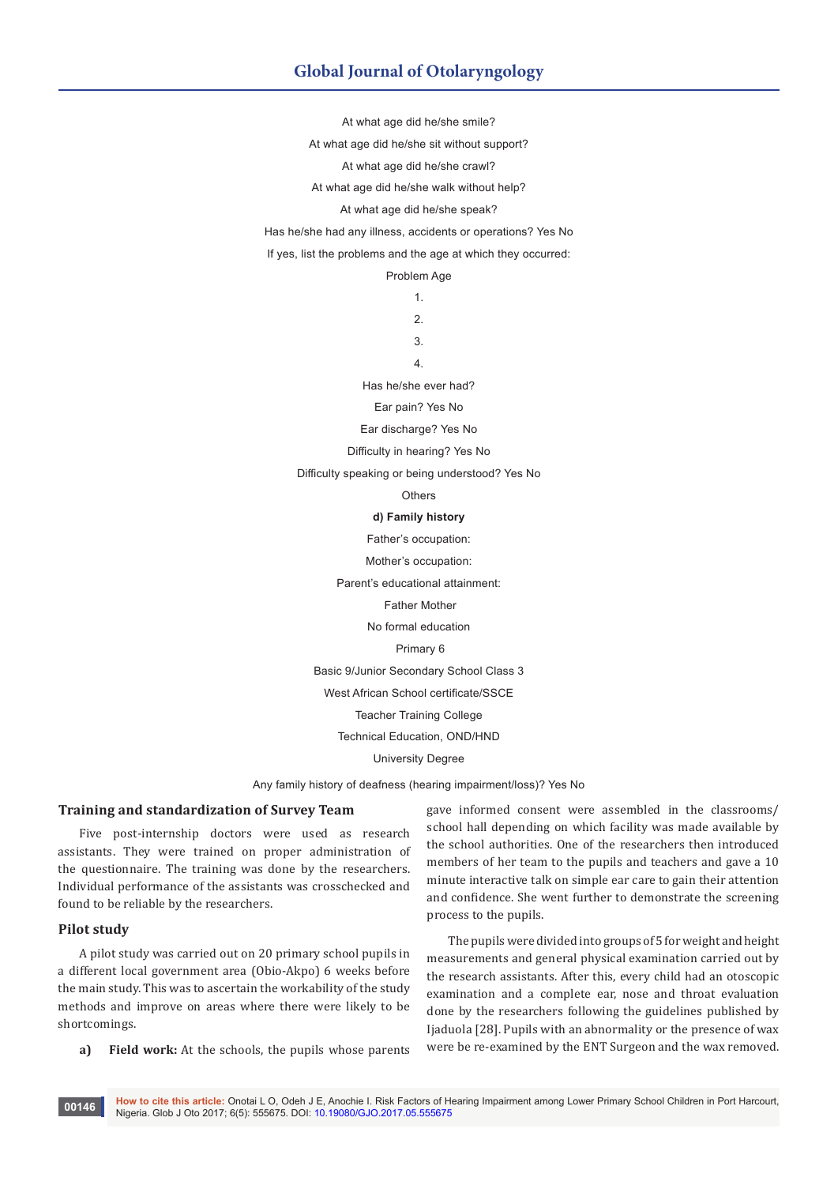At what age did he/she smile?

At what age did he/she sit without support?

At what age did he/she crawl?

At what age did he/she walk without help?

At what age did he/she speak?

Has he/she had any illness, accidents or operations? Yes No

If yes, list the problems and the age at which they occurred:

Problem Age

1.

2.

3.

4.

Has he/she ever had?

Ear pain? Yes No

Ear discharge? Yes No

Difficulty in hearing? Yes No

Difficulty speaking or being understood? Yes No

Others

**d) Family history**

Father's occupation:

Mother's occupation:

Parent's educational attainment:

Father Mother

No formal education

Primary 6

Basic 9/Junior Secondary School Class 3

West African School certificate/SSCE

Teacher Training College

Technical Education, OND/HND

University Degree

Any family history of deafness (hearing impairment/loss)? Yes No

## Training and standardization of Survey Team

Five post-internship doctors were used as research assistants. They were trained on proper administration of the questionnaire. The training was done by the researchers. Individual performance of the assistants was crosschecked and found to be reliable by the researchers.

## Pilot study

A pilot study was carried out on 20 primary school pupils in a different local government area (Obio-Akpo) 6 weeks before the main study. This was to ascertain the workability of the study methods and improve on areas where there were likely to be shortcomings.

a) **Field work:** At the schools, the pupils whose parents gave informed consent were assembled in the classrooms/ school hall depending on which facility was made available by the school authorities. One of the researchers then introduced members of her team to the pupils and teachers and gave a 10 minute interactive talk on simple ear care to gain their attention and confidence. She went further to demonstrate the screening process to the pupils.

The pupils were divided into groups of 5 for weight and height measurements and general physical examination carried out by the research assistants. After this, every child had an otoscopic examination and a complete ear, nose and throat evaluation done by the researchers following the guidelines published by Ijaduola [28]. Pupils with an abnormality or the presence of wax were be re-examined by the ENT Surgeon and the wax removed.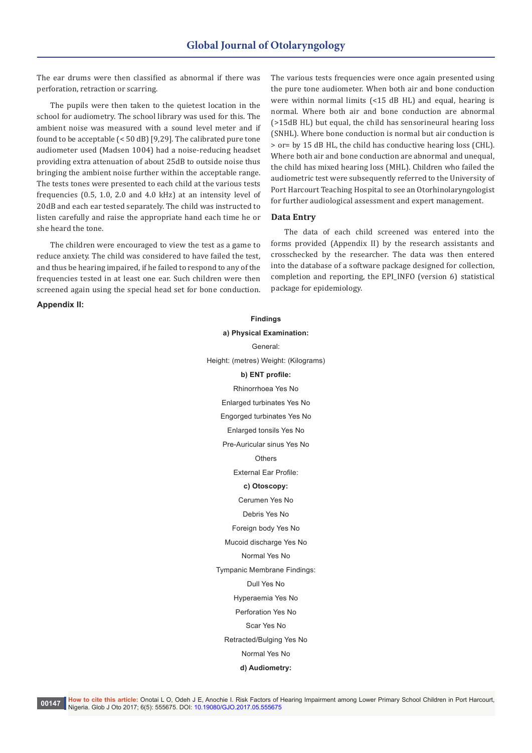The ear drums were then classified as abnormal if there was perforation, retraction or scarring.

The pupils were then taken to the quietest location in the school for audiometry. The school library was used for this. The ambient noise was measured with a sound level meter and if found to be acceptable (< 50 dB) [9,29]. The calibrated pure tone audiometer used (Madsen 1004) had a noise-reducing headset providing extra attenuation of about 25dB to outside noise thus bringing the ambient noise further within the acceptable range. The tests tones were presented to each child at the various tests frequencies (0.5, 1.0, 2.0 and 4.0 kHz) at an intensity level of 20dB and each ear tested separately. The child was instructed to listen carefully and raise the appropriate hand each time he or she heard the tone.

The children were encouraged to view the test as a game to reduce anxiety. The child was considered to have failed the test, and thus be hearing impaired, if he failed to respond to any of the frequencies tested in at least one ear. Such children were then screened again using the special head set for bone conduction. The various tests frequencies were once again presented using the pure tone audiometer. When both air and bone conduction were within normal limits (<15 dB HL) and equal, hearing is normal. Where both air and bone conduction are abnormal (>15dB HL) but equal, the child has sensorineural hearing loss (SNHL). Where bone conduction is normal but air conduction is > or= by 15 dB HL, the child has conductive hearing loss (CHL). Where both air and bone conduction are abnormal and unequal, the child has mixed hearing loss (MHL). Children who failed the audiometric test were subsequently referred to the University of Port Harcourt Teaching Hospital to see an Otorhinolaryngologist for further audiological assessment and expert management.

## Data Entry

The data of each child screened was entered into the forms provided (Appendix II) by the research assistants and crosschecked by the researcher. The data was then entered into the database of a software package designed for collection, completion and reporting, the EPI_INFO (version 6) statistical package for epidemiology.

**Appendix II:**

**Findings**

**a) Physical Examination:**

General:

Height: (metres) Weight: (Kilograms)

**b) ENT profile:**

Rhinorrhoea Yes No

Enlarged turbinates Yes No

Engorged turbinates Yes No

Enlarged tonsils Yes No

Pre-Auricular sinus Yes No

Others

External Ear Profile:

**c) Otoscopy:**

Cerumen Yes No

Debris Yes No

Foreign body Yes No

Mucoid discharge Yes No

Normal Yes No

Tympanic Membrane Findings:

Dull Yes No

Hyperaemia Yes No

Perforation Yes No

Scar Yes No

Retracted/Bulging Yes No

Normal Yes No

**d) Audiometry:**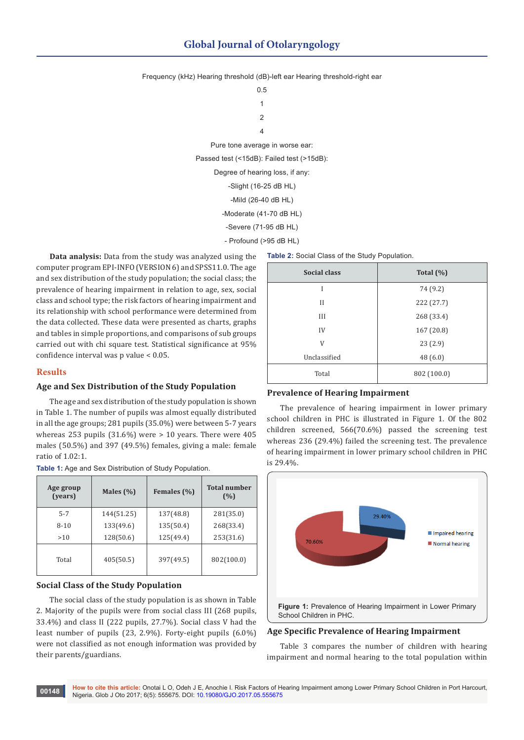Frequency (kHz) Hearing threshold (dB)-left ear Hearing threshold-right ear

0.5

1

2

4

Pure tone average in worse ear:

Passed test (<15dB): Failed test (>15dB):

Degree of hearing loss, if any:

-Slight (16-25 dB HL)

-Mild (26-40 dB HL)

-Moderate (41-70 dB HL)

-Severe (71-95 dB HL)

- Profound (>95 dB HL)

**Data analysis:** Data from the study was analyzed using the computer program EPI-INFO (VERSION 6) and SPSS11.0. The age and sex distribution of the study population; the social class; the prevalence of hearing impairment in relation to age, sex, social class and school type; the risk factors of hearing impairment and its relationship with school performance were determined from the data collected. These data were presented as charts, graphs and tables in simple proportions, and comparisons of sub groups carried out with chi square test. Statistical significance at 95% confidence interval was p value < 0.05.

## Results

### Age and Sex Distribution of the Study Population

The age and sex distribution of the study population is shown in Table 1. The number of pupils was almost equally distributed in all the age groups; 281 pupils (35.0%) were between 5-7 years whereas 253 pupils (31.6%) were > 10 years. There were 405 males (50.5%) and 397 (49.5%) females, giving a male: female ratio of 1.02:1.

**Table 1:** Age and Sex Distribution of Study Population.

| Age group (years) | Males (%) | Females (%) | Total number (%) |
|---|---|---|---|
| 5-7 | 144(51.25) | 137(48.8) | 281(35.0) |
| 8-10 | 133(49.6) | 135(50.4) | 268(33.4) |
| >10 | 128(50.6) | 125(49.4) | 253(31.6) |
| Total | 405(50.5) | 397(49.5) | 802(100.0) |

### Social Class of the Study Population

The social class of the study population is as shown in Table 2. Majority of the pupils were from social class III (268 pupils, 33.4%) and class II (222 pupils, 27.7%). Social class V had the least number of pupils (23, 2.9%). Forty-eight pupils (6.0%) were not classified as not enough information was provided by their parents/guardians.

**Table 2:** Social Class of the Study Population.

| Social class | Total (%) |
|---|---|
| I | 74 (9.2) |
| II | 222 (27.7) |
| III | 268 (33.4) |
| IV | 167 (20.8) |
| V | 23 (2.9) |
| Unclassified | 48 (6.0) |
| Total | 802 (100.0) |

### Prevalence of Hearing Impairment

The prevalence of hearing impairment in lower primary school children in PHC is illustrated in Figure 1. Of the 802 children screened, 566(70.6%) passed the screening test whereas 236 (29.4%) failed the screening test. The prevalence of hearing impairment in lower primary school children in PHC is 29.4%.

**Figure 1:** Prevalence of Hearing Impairment in Lower Primary School Children in PHC.

### Age Specific Prevalence of Hearing Impairment

Table 3 compares the number of children with hearing impairment and normal hearing to the total population within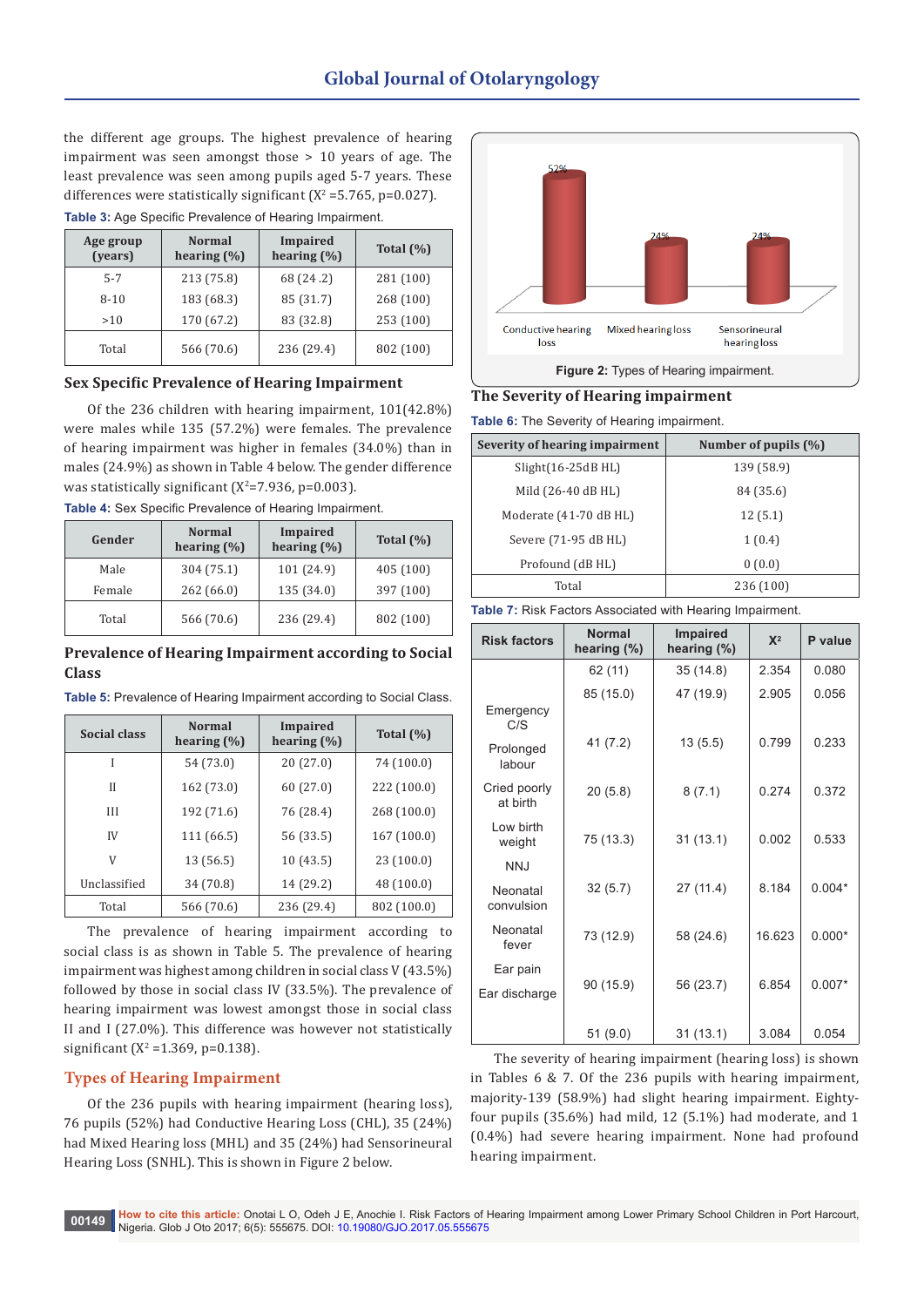the different age groups. The highest prevalence of hearing impairment was seen amongst those > 10 years of age. The least prevalence was seen among pupils aged 5-7 years. These differences were statistically significant ($X^2$ =5.765, p=0.027).

**Table 3:** Age Specific Prevalence of Hearing Impairment.

| Age group (years) | Normal hearing (%) | Impaired hearing (%) | Total (%) |
|---|---|---|---|
| 5-7 | 213 (75.8) | 68 (24 .2) | 281 (100) |
| 8-10 | 183 (68.3) | 85 (31.7) | 268 (100) |
| >10 | 170 (67.2) | 83 (32.8) | 253 (100) |
| Total | 566 (70.6) | 236 (29.4) | 802 (100) |

## Sex Specific Prevalence of Hearing Impairment

Of the 236 children with hearing impairment, 101(42.8%) were males while 135 (57.2%) were females. The prevalence of hearing impairment was higher in females (34.0%) than in males (24.9%) as shown in Table 4 below. The gender difference was statistically significant ($X^2$=7.936, p=0.003).

**Table 4:** Sex Specific Prevalence of Hearing Impairment.

| Gender | Normal hearing (%) | Impaired hearing (%) | Total (%) |
|---|---|---|---|
| Male | 304 (75.1) | 101 (24.9) | 405 (100) |
| Female | 262 (66.0) | 135 (34.0) | 397 (100) |
| Total | 566 (70.6) | 236 (29.4) | 802 (100) |

## Prevalence of Hearing Impairment according to Social Class

**Table 5:** Prevalence of Hearing Impairment according to Social Class.

| Social class | Normal hearing (%) | Impaired hearing (%) | Total (%) |
|---|---|---|---|
| I | 54 (73.0) | 20 (27.0) | 74 (100.0) |
| II | 162 (73.0) | 60 (27.0) | 222 (100.0) |
| III | 192 (71.6) | 76 (28.4) | 268 (100.0) |
| IV | 111 (66.5) | 56 (33.5) | 167 (100.0) |
| V | 13 (56.5) | 10 (43.5) | 23 (100.0) |
| Unclassified | 34 (70.8) | 14 (29.2) | 48 (100.0) |
| Total | 566 (70.6) | 236 (29.4) | 802 (100.0) |

The prevalence of hearing impairment according to social class is as shown in Table 5. The prevalence of hearing impairment was highest among children in social class V (43.5%) followed by those in social class IV (33.5%). The prevalence of hearing impairment was lowest amongst those in social class II and I (27.0%). This difference was however not statistically significant ($X^2$ =1.369, p=0.138).

## Types of Hearing Impairment

Of the 236 pupils with hearing impairment (hearing loss), 76 pupils (52%) had Conductive Hearing Loss (CHL), 35 (24%) had Mixed Hearing loss (MHL) and 35 (24%) had Sensorineural Hearing Loss (SNHL). This is shown in Figure 2 below.

**Figure 2:** Types of Hearing impairment.

## The Severity of Hearing impairment

**Table 6:** The Severity of Hearing impairment.

| Severity of hearing impairment | Number of pupils (%) |
|---|---|
| Slight(16-25dB HL) | 139 (58.9) |
| Mild (26-40 dB HL) | 84 (35.6) |
| Moderate (41-70 dB HL) | 12 (5.1) |
| Severe (71-95 dB HL) | 1 (0.4) |
| Profound (dB HL) | 0 (0.0) |
| Total | 236 (100) |

**Table 7:** Risk Factors Associated with Hearing Impairment.

| Risk factors | Normal hearing (%) | Impaired hearing (%) | $X^2$ | P value |
|---|---|---|---|---|
| Emergency C/S | 62 (11) | 35 (14.8) | 2.354 | 0.080 |
| Prolonged labour | 85 (15.0) | 47 (19.9) | 2.905 | 0.056 |
| Cried poorly at birth | 41 (7.2) | 13 (5.5) | 0.799 | 0.233 |
| Low birth weight | 20 (5.8) | 8 (7.1) | 0.274 | 0.372 |
| NNJ | 75 (13.3) | 31 (13.1) | 0.002 | 0.533 |
| Neonatal convulsion | 32 (5.7) | 27 (11.4) | 8.184 | 0.004* |
| Neonatal fever | 73 (12.9) | 58 (24.6) | 16.623 | 0.000* |
| Ear pain | 90 (15.9) | 56 (23.7) | 6.854 | 0.007* |
| Ear discharge | 51 (9.0) | 31 (13.1) | 3.084 | 0.054 |

The severity of hearing impairment (hearing loss) is shown in Tables 6 & 7. Of the 236 pupils with hearing impairment, majority-139 (58.9%) had slight hearing impairment. Eighty-four pupils (35.6%) had mild, 12 (5.1%) had moderate, and 1 (0.4%) had severe hearing impairment. None had profound hearing impairment.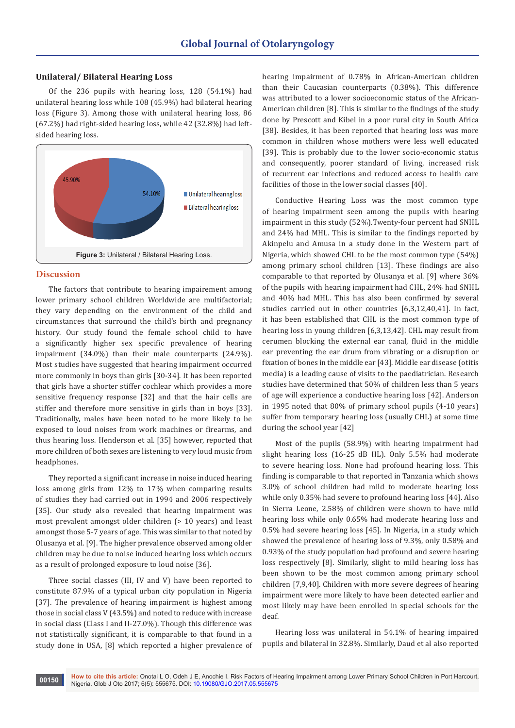### Unilateral/ Bilateral Hearing Loss

Of the 236 pupils with hearing loss, 128 (54.1%) had unilateral hearing loss while 108 (45.9%) had bilateral hearing loss (Figure 3). Among those with unilateral hearing loss, 86 (67.2%) had right-sided hearing loss, while 42 (32.8%) had left-sided hearing loss.

**Figure 3:** Unilateral / Bilateral Hearing Loss.

## Discussion

The factors that contribute to hearing impairement among lower primary school children Worldwide are multifactorial; they vary depending on the environment of the child and circumstances that surround the child's birth and pregnancy history. Our study found the female school child to have a significantly higher sex specific prevalence of hearing impairment (34.0%) than their male counterparts (24.9%). Most studies have suggested that hearing impairment occurred more commonly in boys than girls [30-34]. It has been reported that girls have a shorter stiffer cochlear which provides a more sensitive frequency response [32] and that the hair cells are stiffer and therefore more sensitive in girls than in boys [33]. Traditionally, males have been noted to be more likely to be exposed to loud noises from work machines or firearms, and thus hearing loss. Henderson et al. [35] however, reported that more children of both sexes are listening to very loud music from headphones.

They reported a significant increase in noise induced hearing loss among girls from 12% to 17% when comparing results of studies they had carried out in 1994 and 2006 respectively [35]. Our study also revealed that hearing impairment was most prevalent amongst older children (> 10 years) and least amongst those 5-7 years of age. This was similar to that noted by Olusanya et al. [9]. The higher prevalence observed among older children may be due to noise induced hearing loss which occurs as a result of prolonged exposure to loud noise [36].

Three social classes (III, IV and V) have been reported to constitute 87.9% of a typical urban city population in Nigeria [37]. The prevalence of hearing impairment is highest among those in social class V (43.5%) and noted to reduce with increase in social class (Class I and II-27.0%). Though this difference was not statistically significant, it is comparable to that found in a study done in USA, [8] which reported a higher prevalence of hearing impairment of 0.78% in African-American children than their Caucasian counterparts (0.38%). This difference was attributed to a lower socioeconomic status of the African-American children [8]. This is similar to the findings of the study done by Prescott and Kibel in a poor rural city in South Africa [38]. Besides, it has been reported that hearing loss was more common in children whose mothers were less well educated [39]. This is probably due to the lower socio-economic status and consequently, poorer standard of living, increased risk of recurrent ear infections and reduced access to health care facilities of those in the lower social classes [40].

Conductive Hearing Loss was the most common type of hearing impairment seen among the pupils with hearing impairment in this study (52%).Twenty-four percent had SNHL and 24% had MHL. This is similar to the findings reported by Akinpelu and Amusa in a study done in the Western part of Nigeria, which showed CHL to be the most common type (54%) among primary school children [13]. These findings are also comparable to that reported by Olusanya et al. [9] where 36% of the pupils with hearing impairment had CHL, 24% had SNHL and 40% had MHL. This has also been confirmed by several studies carried out in other countries [6,3,12,40,41]. In fact, it has been established that CHL is the most common type of hearing loss in young children [6,3,13,42]. CHL may result from cerumen blocking the external ear canal, fluid in the middle ear preventing the ear drum from vibrating or a disruption or fixation of bones in the middle ear [43]. Middle ear disease (otitis media) is a leading cause of visits to the paediatrician. Research studies have determined that 50% of children less than 5 years of age will experience a conductive hearing loss [42]. Anderson in 1995 noted that 80% of primary school pupils (4-10 years) suffer from temporary hearing loss (usually CHL) at some time during the school year [42]

Most of the pupils (58.9%) with hearing impairment had slight hearing loss (16-25 dB HL). Only 5.5% had moderate to severe hearing loss. None had profound hearing loss. This finding is comparable to that reported in Tanzania which shows 3.0% of school children had mild to moderate hearing loss while only 0.35% had severe to profound hearing loss [44]. Also in Sierra Leone, 2.58% of children were shown to have mild hearing loss while only 0.65% had moderate hearing loss and 0.5% had severe hearing loss [45]. In Nigeria, in a study which showed the prevalence of hearing loss of 9.3%, only 0.58% and 0.93% of the study population had profound and severe hearing loss respectively [8]. Similarly, slight to mild hearing loss has been shown to be the most common among primary school children [7,9,40]. Children with more severe degrees of hearing impairment were more likely to have been detected earlier and most likely may have been enrolled in special schools for the deaf.

Hearing loss was unilateral in 54.1% of hearing impaired pupils and bilateral in 32.8%. Similarly, Daud et al also reported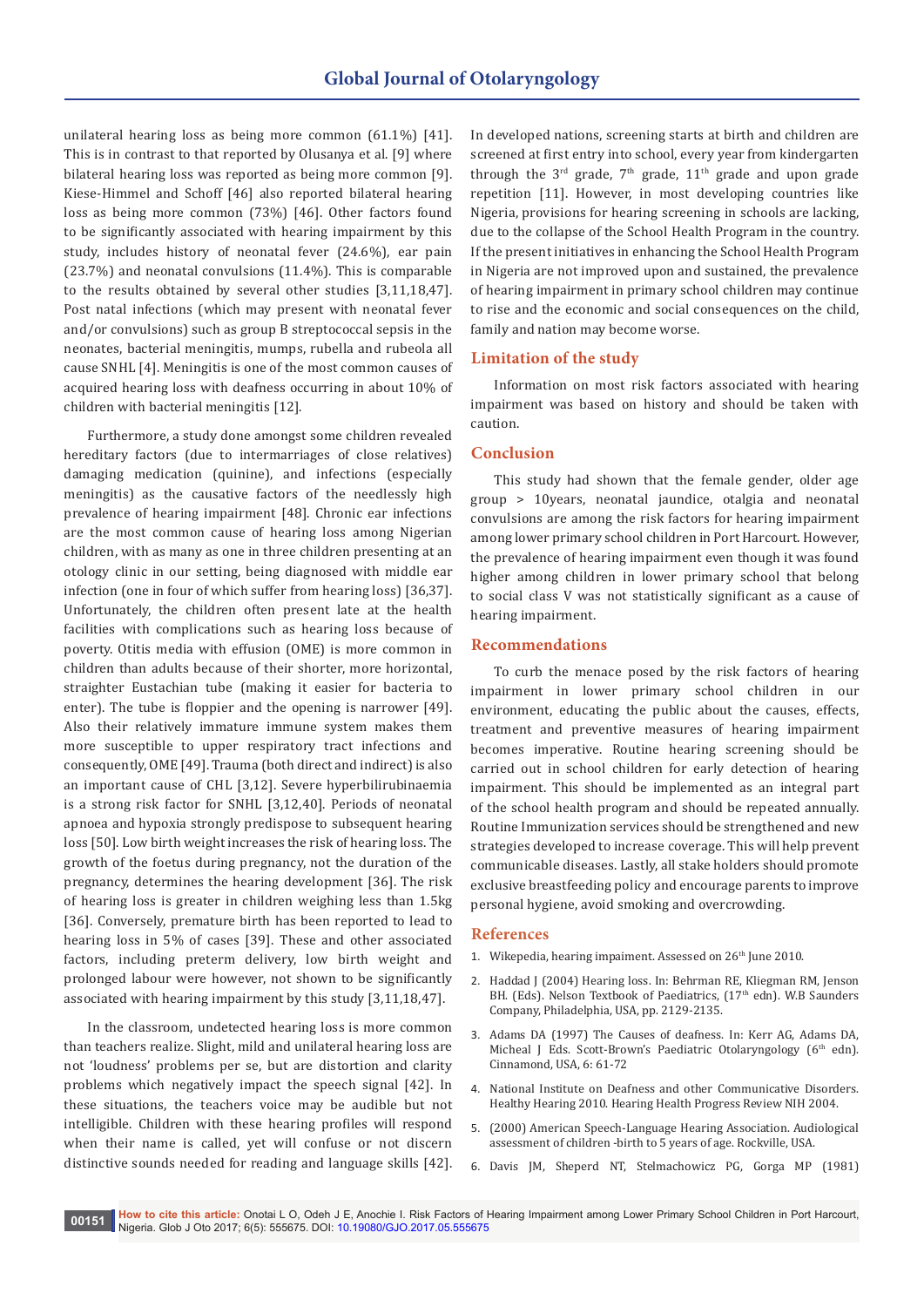unilateral hearing loss as being more common (61.1%) [41]. This is in contrast to that reported by Olusanya et al. [9] where bilateral hearing loss was reported as being more common [9]. Kiese-Himmel and Schoff [46] also reported bilateral hearing loss as being more common (73%) [46]. Other factors found to be significantly associated with hearing impairment by this study, includes history of neonatal fever (24.6%), ear pain (23.7%) and neonatal convulsions (11.4%). This is comparable to the results obtained by several other studies [3,11,18,47]. Post natal infections (which may present with neonatal fever and/or convulsions) such as group B streptococcal sepsis in the neonates, bacterial meningitis, mumps, rubella and rubeola all cause SNHL [4]. Meningitis is one of the most common causes of acquired hearing loss with deafness occurring in about 10% of children with bacterial meningitis [12].

Furthermore, a study done amongst some children revealed hereditary factors (due to intermarriages of close relatives) damaging medication (quinine), and infections (especially meningitis) as the causative factors of the needlessly high prevalence of hearing impairment [48]. Chronic ear infections are the most common cause of hearing loss among Nigerian children, with as many as one in three children presenting at an otology clinic in our setting, being diagnosed with middle ear infection (one in four of which suffer from hearing loss) [36,37]. Unfortunately, the children often present late at the health facilities with complications such as hearing loss because of poverty. Otitis media with effusion (OME) is more common in children than adults because of their shorter, more horizontal, straighter Eustachian tube (making it easier for bacteria to enter). The tube is floppier and the opening is narrower [49]. Also their relatively immature immune system makes them more susceptible to upper respiratory tract infections and consequently, OME [49]. Trauma (both direct and indirect) is also an important cause of CHL [3,12]. Severe hyperbilirubinaemia is a strong risk factor for SNHL [3,12,40]. Periods of neonatal apnoea and hypoxia strongly predispose to subsequent hearing loss [50]. Low birth weight increases the risk of hearing loss. The growth of the foetus during pregnancy, not the duration of the pregnancy, determines the hearing development [36]. The risk of hearing loss is greater in children weighing less than 1.5kg [36]. Conversely, premature birth has been reported to lead to hearing loss in 5% of cases [39]. These and other associated factors, including preterm delivery, low birth weight and prolonged labour were however, not shown to be significantly associated with hearing impairment by this study [3,11,18,47].

In the classroom, undetected hearing loss is more common than teachers realize. Slight, mild and unilateral hearing loss are not 'loudness' problems per se, but are distortion and clarity problems which negatively impact the speech signal [42]. In these situations, the teachers voice may be audible but not intelligible. Children with these hearing profiles will respond when their name is called, yet will confuse or not discern distinctive sounds needed for reading and language skills [42]. In developed nations, screening starts at birth and children are screened at first entry into school, every year from kindergarten through the 3rd grade, 7th grade, 11th grade and upon grade repetition [11]. However, in most developing countries like Nigeria, provisions for hearing screening in schools are lacking, due to the collapse of the School Health Program in the country. If the present initiatives in enhancing the School Health Program in Nigeria are not improved upon and sustained, the prevalence of hearing impairment in primary school children may continue to rise and the economic and social consequences on the child, family and nation may become worse.

## Limitation of the study

Information on most risk factors associated with hearing impairment was based on history and should be taken with caution.

## Conclusion

This study had shown that the female gender, older age group > 10years, neonatal jaundice, otalgia and neonatal convulsions are among the risk factors for hearing impairment among lower primary school children in Port Harcourt. However, the prevalence of hearing impairment even though it was found higher among children in lower primary school that belong to social class V was not statistically significant as a cause of hearing impairment.

## Recommendations

To curb the menace posed by the risk factors of hearing impairment in lower primary school children in our environment, educating the public about the causes, effects, treatment and preventive measures of hearing impairment becomes imperative. Routine hearing screening should be carried out in school children for early detection of hearing impairment. This should be implemented as an integral part of the school health program and should be repeated annually. Routine Immunization services should be strengthened and new strategies developed to increase coverage. This will help prevent communicable diseases. Lastly, all stake holders should promote exclusive breastfeeding policy and encourage parents to improve personal hygiene, avoid smoking and overcrowding.

## References

1. Wikepedia, hearing impaiment. Assessed on 26th June 2010.
2. Haddad J (2004) Hearing loss. In: Behrman RE, Kliegman RM, Jenson BH. (Eds). Nelson Textbook of Paediatrics, (17th edn). W.B Saunders Company, Philadelphia, USA, pp. 2129-2135.
3. Adams DA (1997) The Causes of deafness. In: Kerr AG, Adams DA, Micheal J Eds. Scott-Brown's Paediatric Otolaryngology (6th edn). Cinnamond, USA, 6: 61-72
4. National Institute on Deafness and other Communicative Disorders. Healthy Hearing 2010. Hearing Health Progress Review NIH 2004.
5. (2000) American Speech-Language Hearing Association. Audiological assessment of children -birth to 5 years of age. Rockville, USA.
6. Davis JM, Sheperd NT, Stelmachowicz PG, Gorga MP (1981)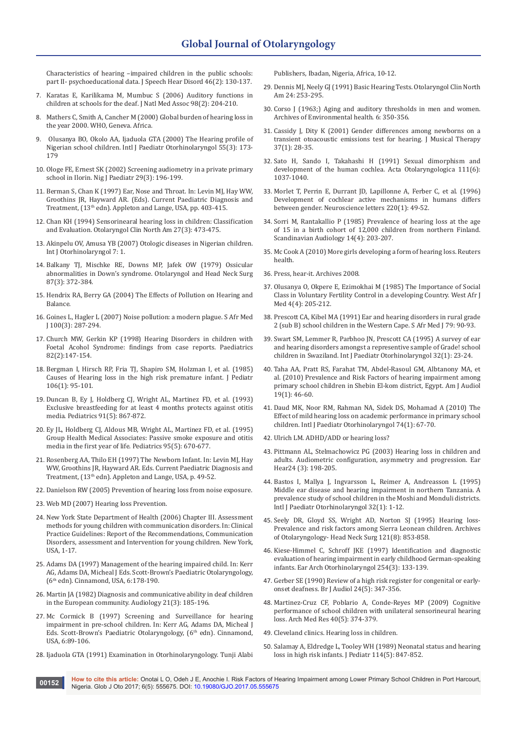Characteristics of hearing –impaired children in the public schools: part II- psychoeducational data. J Speech Hear Disord 46(2): 130-137.

7. Karatas E, Karilikama M, Mumbuc S (2006) Auditory functions in children at schools for the deaf. J Natl Med Assoc 98(2): 204-210.
8. Mathers C, Smith A, Cancher M (2000) Global burden of hearing loss in the year 2000. WHO, Geneva. Africa.
9. Olusanya BO, Okolo AA, Ijaduola GTA (2000) The Hearing profile of Nigerian school children. Intl J Paediatr Otorhinolaryngol 55(3): 173-179
10. Ologe FE, Ernest SK (2002) Screening audiometry in a private primary school in Ilorin. Nig J Paediatr 29(3): 196-199.
11. Berman S, Chan K (1997) Ear, Nose and Throat. In: Levin MJ, Hay WW, Groothins JR, Hayward AR. (Eds). Current Paediatric Diagnosis and Treatment, (13th edn). Appleton and Lange, USA, pp. 403-415.
12. Chan KH (1994) Sensorinearal hearing loss in children: Classification and Evaluation. Otolaryngol Clin North Am 27(3): 473-475.
13. Akinpelu OV, Amusa YB (2007) Otologic diseases in Nigerian children. Int J Otorhinolaryngol 7: 1.
14. Balkany TJ, Mischke RE, Downs MP, Jafek OW (1979) Ossicular abnormalities in Down's syndrome. Otolaryngol and Head Neck Surg 87(3): 372-384.
15. Hendrix RA, Berry GA (2004) The Effects of Pollution on Hearing and Balance.
16. Goines L, Hagler L (2007) Noise pollution: a modern plague. S Afr Med J 100(3): 287-294.
17. Church MW, Gerkin KP (1998) Hearing Disorders in children with Foetal Acohol Syndrome: findings from case reports. Paediatrics 82(2):147-154.
18. Bergman I, Hirsch RP, Fria TJ, Shapiro SM, Holzman I, et al. (1985) Causes of Hearing loss in the high risk premature infant. J Pediatr 106(1): 95-101.
19. Duncan B, Ey J, Holdberg CJ, Wright AL, Martinez FD, et al. (1993) Exclusive breastfeeding for at least 4 months protects against otitis media. Pediatrics 91(5): 867-872.
20. Ey JL, Holdberg CJ, Aldous MB, Wright AL, Martinez FD, et al. (1995) Group Health Medical Associates: Passive smoke exposure and otitis media in the first year of life. Pediatrics 95(5): 670-677.
21. Rosenberg AA, Thilo EH (1997) The Newborn Infant. In: Levin MJ, Hay WW, Groothins JR, Hayward AR. Eds. Current Paediatric Diagnosis and Treatment, (13th edn). Appleton and Lange, USA, p. 49-52.
22. Danielson RW (2005) Prevention of hearing loss from noise exposure.
23. Web MD (2007) Hearing loss Prevention.
24. New York State Department of Health (2006) Chapter III. Assessment methods for young children with communication disorders. In: Clinical Practice Guidelines: Report of the Recommendations, Communication Disorders, assessment and Intervention for young children. New York, USA, 1-17.
25. Adams DA (1997) Management of the hearing impaired child. In: Kerr AG, Adams DA, Micheal J Eds. Scott-Brown's Paediatric Otolaryngology, (6th edn). Cinnamond, USA, 6:178-190.
26. Martin JA (1982) Diagnosis and communicative ability in deaf children in the European community. Audiology 21(3): 185-196.
27. Mc Cormick B (1997) Screening and Surveillance for hearing impairment in pre-school children. In: Kerr AG, Adams DA, Micheal J Eds. Scott-Brown's Paediatric Otolaryngology, (6th edn). Cinnamond, USA, 6:89-106.
28. Ijaduola GTA (1991) Examination in Otorhinolaryngology. Tunji Alabi Publishers, Ibadan, Nigeria, Africa, 10-12.
29. Dennis MJ, Neely GJ (1991) Basic Hearing Tests. Otolaryngol Clin North Am 24: 253-295.
30. Corso J (1963;) Aging and auditory thresholds in men and women. Archives of Environmental health. 6: 350-356.
31. Cassidy J, Dity K (2001) Gender differences among newborns on a transient otoacoustic emissions test for hearing. J Musical Therapy 37(1): 28-35.
32. Sato H, Sando I, Takahashi H (1991) Sexual dimorphism and development of the human cochlea. Acta Otolaryngologica 111(6): 1037-1040.
33. Morlet T, Perrin E, Durrant JD, Lapillonne A, Ferber C, et al. (1996) Development of cochlear active mechanisms in humans differs between gender. Neuroscience letters 220(1): 49-52.
34. Sorri M, Rantakallio P (1985) Prevalence of hearing loss at the age of 15 in a birth cohort of 12,000 children from northern Finland. Scandinavian Audiology 14(4): 203-207.
35. Mc Cook A (2010) More girls developing a form of hearing loss. Reuters health.
36. Press, hear-it. Archives 2008.
37. Olusanya O, Okpere E, Ezimokhai M (1985) The Importance of Social Class in Voluntary Fertility Control in a developing Country. West Afr J Med 4(4): 205-212.
38. Prescott CA, Kibel MA (1991) Ear and hearing disorders in rural grade 2 (sub B) school children in the Western Cape. S Afr Med J 79: 90-93.
39. Swart SM, Lemmer R, Parbhoo JN, Prescott CA (1995) A survey of ear and hearing disorders amongst a representive sample of Grade! school children in Swaziland. Int J Paediatr Otorhinolaryngol 32(1): 23-24.
40. Taha AA, Pratt RS, Farahat TM, Abdel-Rasoul GM, Albtanony MA, et al. (2010) Prevalence and Risk Factors of hearing impairment among primary school children in Shebin El-kom district, Egypt. Am J Audiol 19(1): 46-60.
41. Daud MK, Noor RM, Rahman NA, Sidek DS, Mohamad A (2010) The Effect of mild hearing loss on academic performance in primary school children. Intl J Paediatr Otorhinolaryngol 74(1): 67-70.
42. Ulrich LM. ADHD/ADD or hearing loss?
43. Pittmann AL, Stelmachowicz PG (2003) Hearing loss in children and adults. Audiometric configuration, asymmetry and progression. Ear Hear24 (3): 198-205.
44. Bastos I, Mallya J, Ingvarsson L, Reimer A, Andreasson L (1995) Middle ear disease and hearing impairment in northern Tanzania. A prevalence study of school children in the Moshi and Monduli districts. Intl J Paediatr Otorhinolaryngol 32(1): 1-12.
45. Seely DR, Gloyd SS, Wright AD, Norton SJ (1995) Hearing loss-Prevalence and risk factors among Sierra Leonean children. Archives of Otolaryngology- Head Neck Surg 121(8): 853-858.
46. Kiese-Himmel C, Schroff JKE (1997) Identification and diagnostic evaluation of hearing impairment in early childhood German-speaking infants. Ear Arch Otorhinolaryngol 254(3): 133-139.
47. Gerber SE (1990) Review of a high risk register for congenital or early-onset deafness. Br J Audiol 24(5): 347-356.
48. Martinez-Cruz CF, Poblario A, Conde-Reyes MP (2009) Cognitive performance of school children with unilateral sensorineural hearing loss. Arch Med Res 40(5): 374-379.
49. Cleveland clinics. Hearing loss in children.
50. Salamay A, Eldredge L, Tooley WH (1989) Neonatal status and hearing loss in high risk infants. J Pediatr 114(5): 847-852.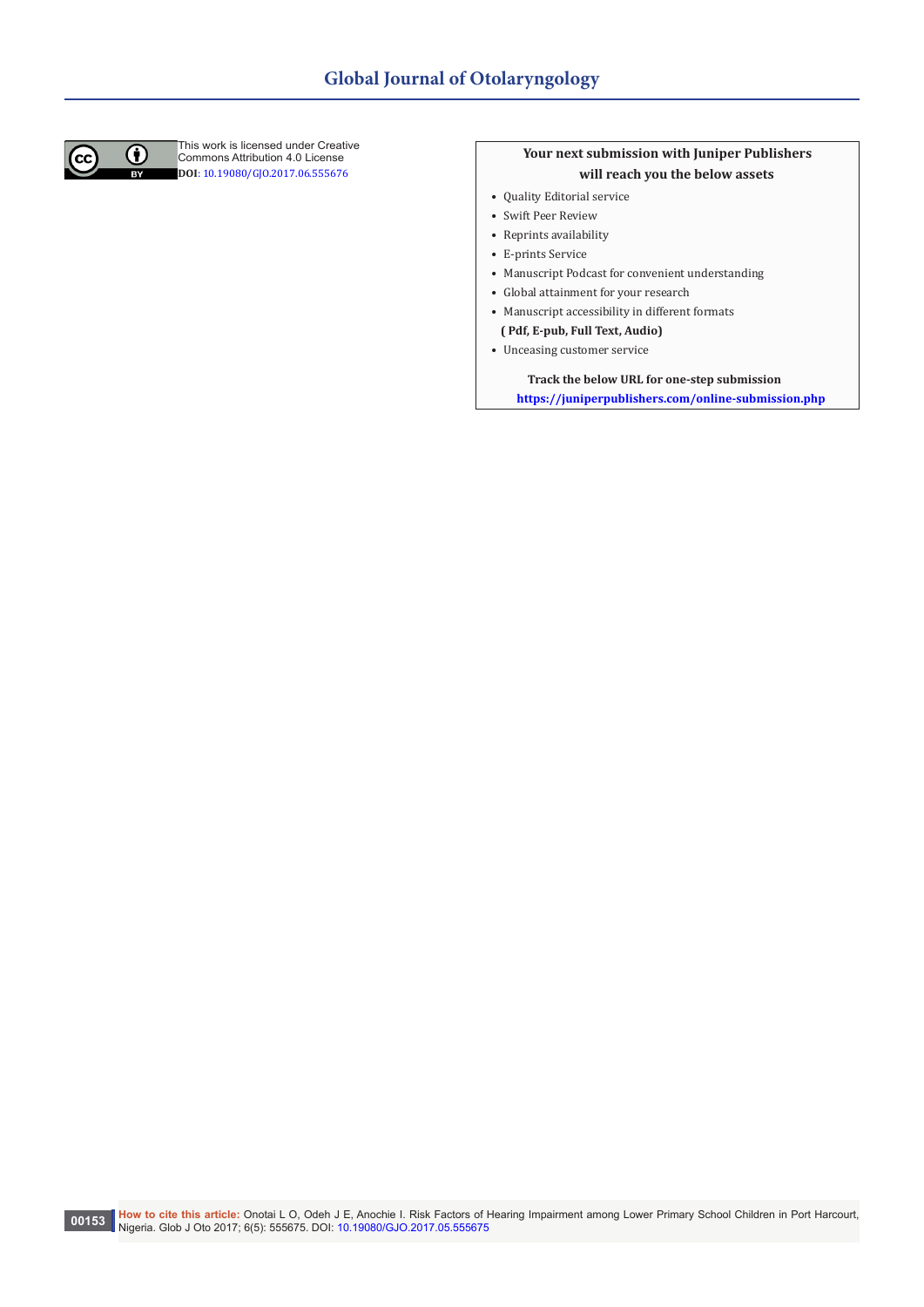This work is licensed under Creative Commons Attribution 4.0 License
**DOI**: 10.19080/GJO.2017.06.555676

**Your next submission with Juniper Publishers will reach you the below assets**

- Quality Editorial service
- Swift Peer Review
- Reprints availability
- E-prints Service
- Manuscript Podcast for convenient understanding
- Global attainment for your research
- Manuscript accessibility in different formats
  **( Pdf, E-pub, Full Text, Audio)**
- Unceasing customer service

**Track the below URL for one-step submission**
**https://juniperpublishers.com/online-submission.php**

**How to cite this article:** Onotai L O, Odeh J E, Anochie I. Risk Factors of Hearing Impairment among Lower Primary School Children in Port Harcourt, Nigeria. Glob J Oto 2017; 6(5): 555675. DOI: 10.19080/GJO.2017.05.555675